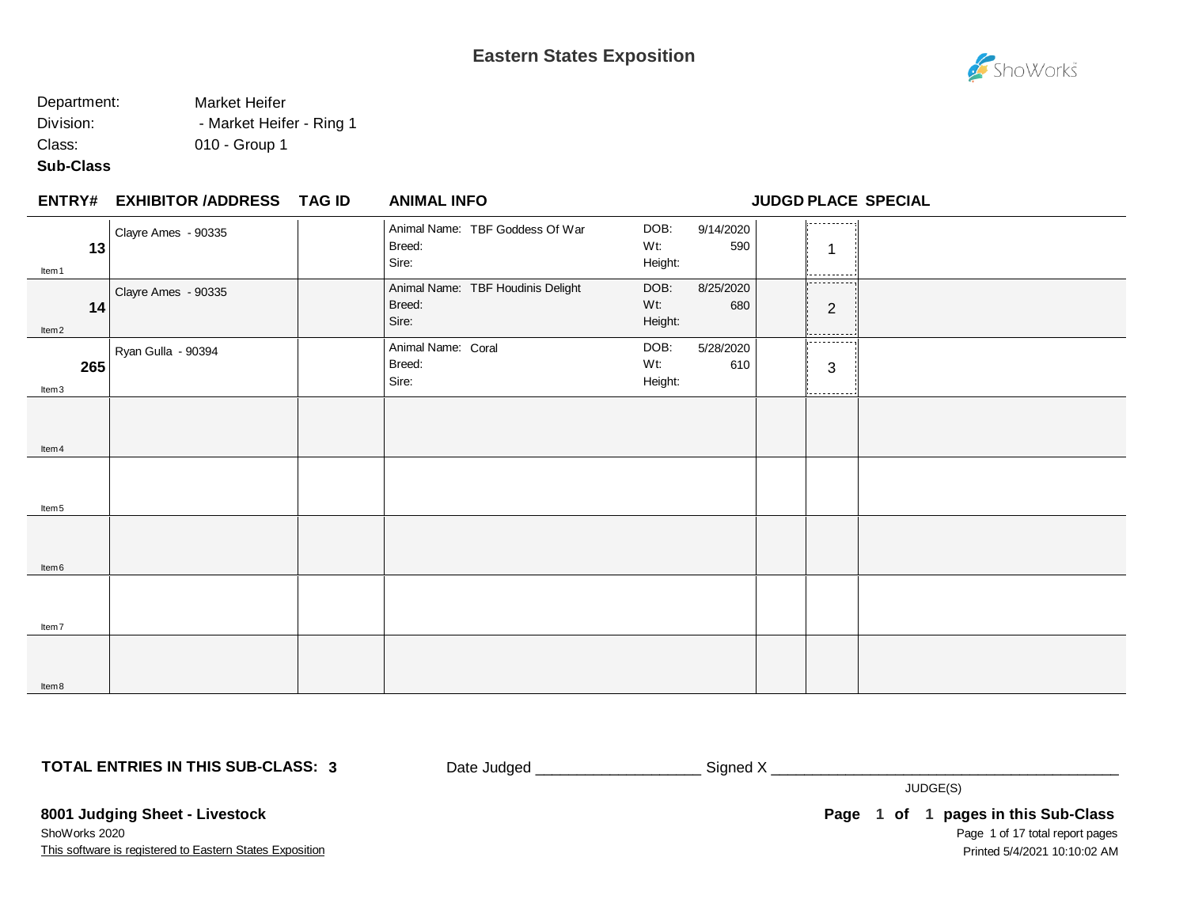# Eastern States Exposition

Department: Market Heifer
Division: - Market Heifer - Ring 1
Class: 010 - Group 1
**Sub-Class**

| ENTRY# | EXHIBITOR /ADDRESS | TAG ID | ANIMAL INFO | | JUDGD | PLACE | SPECIAL |
|---|---|---|---|---|---|---|---|
| **13** Item1 | Clayre Ames - 90335 | | Animal Name: TBF Goddess Of War Breed: Sire: | DOB: 9/14/2020 Wt: 590 Height: | | 1 | |
| **14** Item2 | Clayre Ames - 90335 | | Animal Name: TBF Houdinis Delight Breed: Sire: | DOB: 8/25/2020 Wt: 680 Height: | | 2 | |
| **265** Item3 | Ryan Gulla - 90394 | | Animal Name: Coral Breed: Sire: | DOB: 5/28/2020 Wt: 610 Height: | | 3 | |
| Item4 | | | | | | | |
| Item5 | | | | | | | |
| Item6 | | | | | | | |
| Item7 | | | | | | | |
| Item8 | | | | | | | |

**TOTAL ENTRIES IN THIS SUB-CLASS: 3**

Date Judged ___________________ Signed X ________________________________________
JUDGE(S)

**8001 Judging Sheet - Livestock**
ShoWorks 2020
This software is registered to Eastern States Exposition

**Page 1 of 1 pages in this Sub-Class**
Page 1 of 17 total report pages
Printed 5/4/2021 10:10:02 AM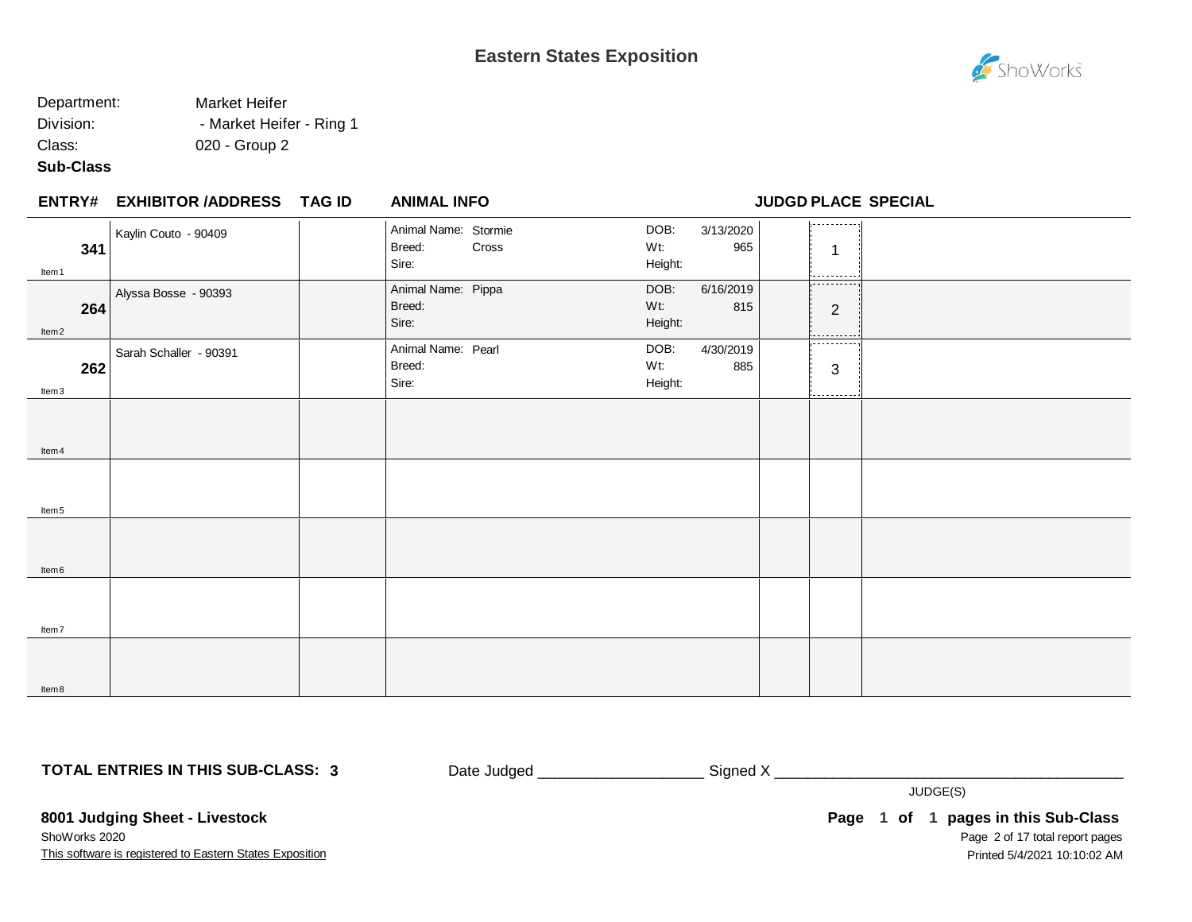# Eastern States Exposition

Department: Market Heifer
Division: - Market Heifer - Ring 1
Class: 020 - Group 2
**Sub-Class**

| ENTRY# | EXHIBITOR /ADDRESS | TAG ID | ANIMAL INFO | | | | JUDGD | PLACE | SPECIAL |
|---|---|---|---|---|---|---|---|---|---|
| **341** Item1 | Kaylin Couto - 90409 | | Animal Name: Stormie<br>Breed: Cross<br>Sire: | | DOB:<br>Wt:<br>Height: | 3/13/2020<br>965 | | 1 | |
| **264** Item2 | Alyssa Bosse - 90393 | | Animal Name: Pippa<br>Breed:<br>Sire: | | DOB:<br>Wt:<br>Height: | 6/16/2019<br>815 | | 2 | |
| **262** Item3 | Sarah Schaller - 90391 | | Animal Name: Pearl<br>Breed:<br>Sire: | | DOB:<br>Wt:<br>Height: | 4/30/2019<br>885 | | 3 | |
| Item4 | | | | | | | | | |
| Item5 | | | | | | | | | |
| Item6 | | | | | | | | | |
| Item7 | | | | | | | | | |
| Item8 | | | | | | | | | |

**TOTAL ENTRIES IN THIS SUB-CLASS: 3**

Date Judged ___________________ Signed X ________________________________________

JUDGE(S)

**8001 Judging Sheet - Livestock**

ShoWorks 2020

This software is registered to Eastern States Exposition

**Page 1 of 1 pages in this Sub-Class**

Printed 5/4/2021 10:10:02 AM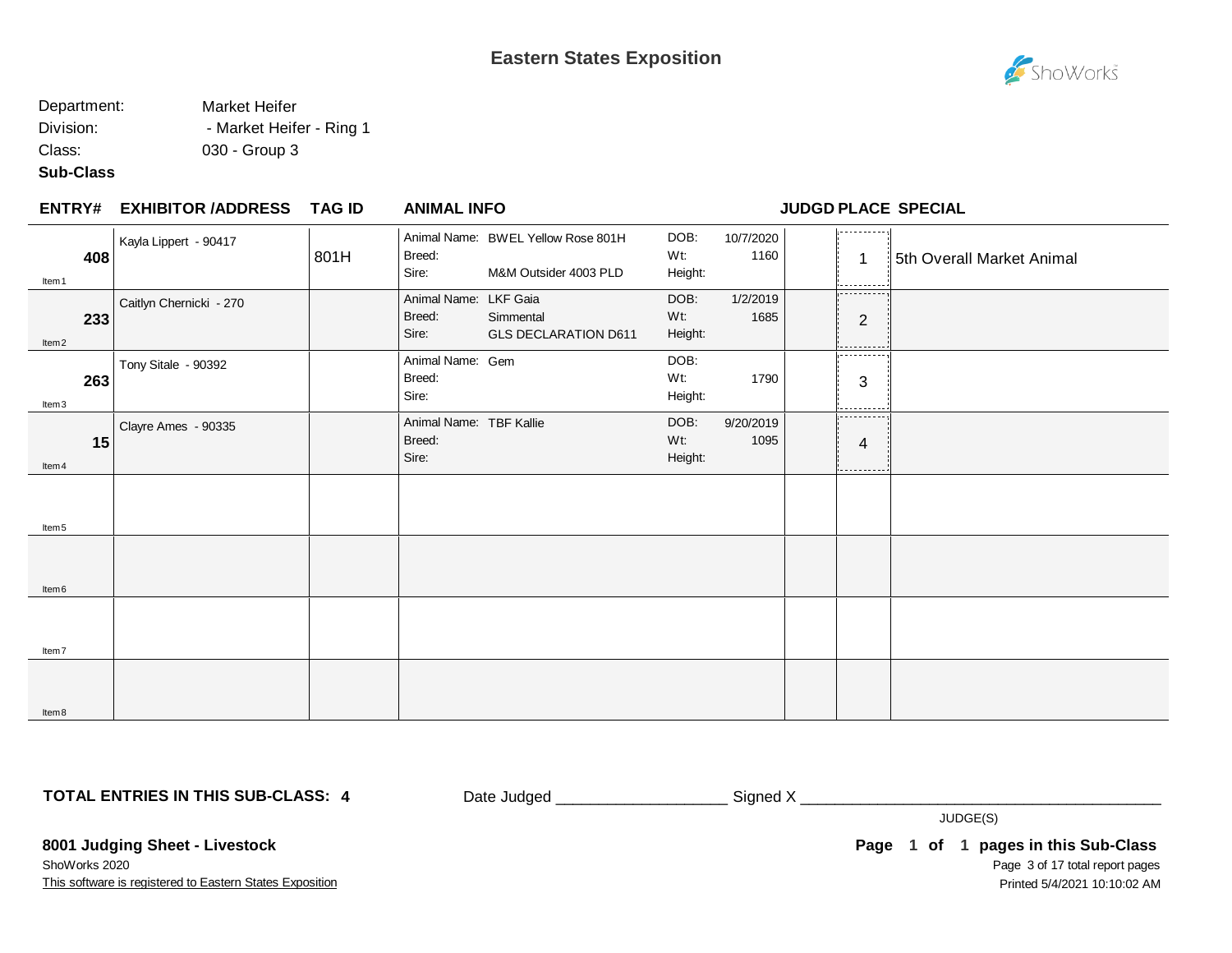# Eastern States Exposition

Department: Market Heifer
Division: - Market Heifer - Ring 1
Class: 030 - Group 3
**Sub-Class**

| ENTRY# | EXHIBITOR /ADDRESS | TAG ID | ANIMAL INFO | | JUDGD | PLACE | SPECIAL |
|---|---|---|---|---|---|---|---|
| **408** Item1 | Kayla Lippert - 90417 | 801H | Animal Name: BWEL Yellow Rose 801H<br>Breed:<br>Sire: M&M Outsider 4003 PLD | DOB: 10/7/2020<br>Wt: 1160<br>Height: | | 1 | 5th Overall Market Animal |
| **233** Item2 | Caitlyn Chernicki - 270 | | Animal Name: LKF Gaia<br>Breed: Simmental<br>Sire: GLS DECLARATION D611 | DOB: 1/2/2019<br>Wt: 1685<br>Height: | | 2 | |
| **263** Item3 | Tony Sitale - 90392 | | Animal Name: Gem<br>Breed:<br>Sire: | DOB:<br>Wt: 1790<br>Height: | | 3 | |
| **15** Item4 | Clayre Ames - 90335 | | Animal Name: TBF Kallie<br>Breed:<br>Sire: | DOB: 9/20/2019<br>Wt: 1095<br>Height: | | 4 | |
| Item5 | | | | | | | |
| Item6 | | | | | | | |
| Item7 | | | | | | | |
| Item8 | | | | | | | |

**TOTAL ENTRIES IN THIS SUB-CLASS: 4**

Date Judged ___________________ Signed X ________________________________________

JUDGE(S)

**8001 Judging Sheet - Livestock**
ShoWorks 2020
This software is registered to Eastern States Exposition

**Page 1 of 1 pages in this Sub-Class**
Printed 5/4/2021 10:10:02 AM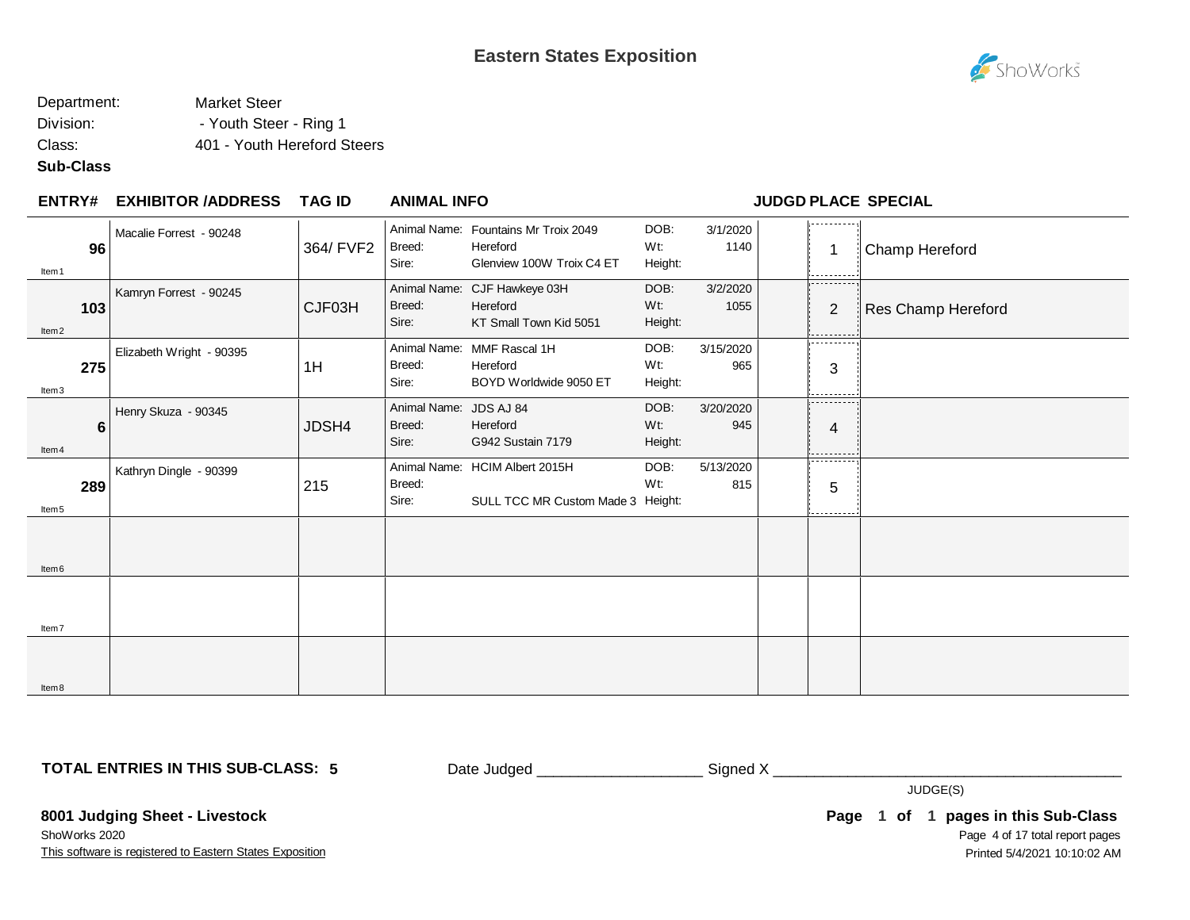# Eastern States Exposition

Department: Market Steer
Division: - Youth Steer - Ring 1
Class: 401 - Youth Hereford Steers
**Sub-Class**

| ENTRY# | EXHIBITOR /ADDRESS | TAG ID | ANIMAL INFO | | | | JUDGD | PLACE | SPECIAL |
|---|---|---|---|---|---|---|---|---|---|
| **96** Item1 | Macalie Forrest - 90248 | 364/ FVF2 | Animal Name: Fountains Mr Troix 2049<br>Breed: Hereford<br>Sire: Glenview 100W Troix C4 ET | DOB: 3/1/2020<br>Wt: 1140<br>Height: | | | | 1 | Champ Hereford |
| **103** Item2 | Kamryn Forrest - 90245 | CJF03H | Animal Name: CJF Hawkeye 03H<br>Breed: Hereford<br>Sire: KT Small Town Kid 5051 | DOB: 3/2/2020<br>Wt: 1055<br>Height: | | | | 2 | Res Champ Hereford |
| **275** Item3 | Elizabeth Wright - 90395 | 1H | Animal Name: MMF Rascal 1H<br>Breed: Hereford<br>Sire: BOYD Worldwide 9050 ET | DOB: 3/15/2020<br>Wt: 965<br>Height: | | | | 3 | |
| **6** Item4 | Henry Skuza - 90345 | JDSH4 | Animal Name: JDS AJ 84<br>Breed: Hereford<br>Sire: G942 Sustain 7179 | DOB: 3/20/2020<br>Wt: 945<br>Height: | | | | 4 | |
| **289** Item5 | Kathryn Dingle - 90399 | 215 | Animal Name: HCIM Albert 2015H<br>Breed:<br>Sire: SULL TCC MR Custom Made 3 | DOB: 5/13/2020<br>Wt: 815<br>Height: | | | | 5 | |
| Item6 | | | | | | | | | |
| Item7 | | | | | | | | | |
| Item8 | | | | | | | | | |

**TOTAL ENTRIES IN THIS SUB-CLASS: 5**

Date Judged ____________________ Signed X ____________________________________________

JUDGE(S)

**8001 Judging Sheet - Livestock**
ShoWorks 2020
This software is registered to Eastern States Exposition

**Page 1 of 1 pages in this Sub-Class**
Printed 5/4/2021 10:10:02 AM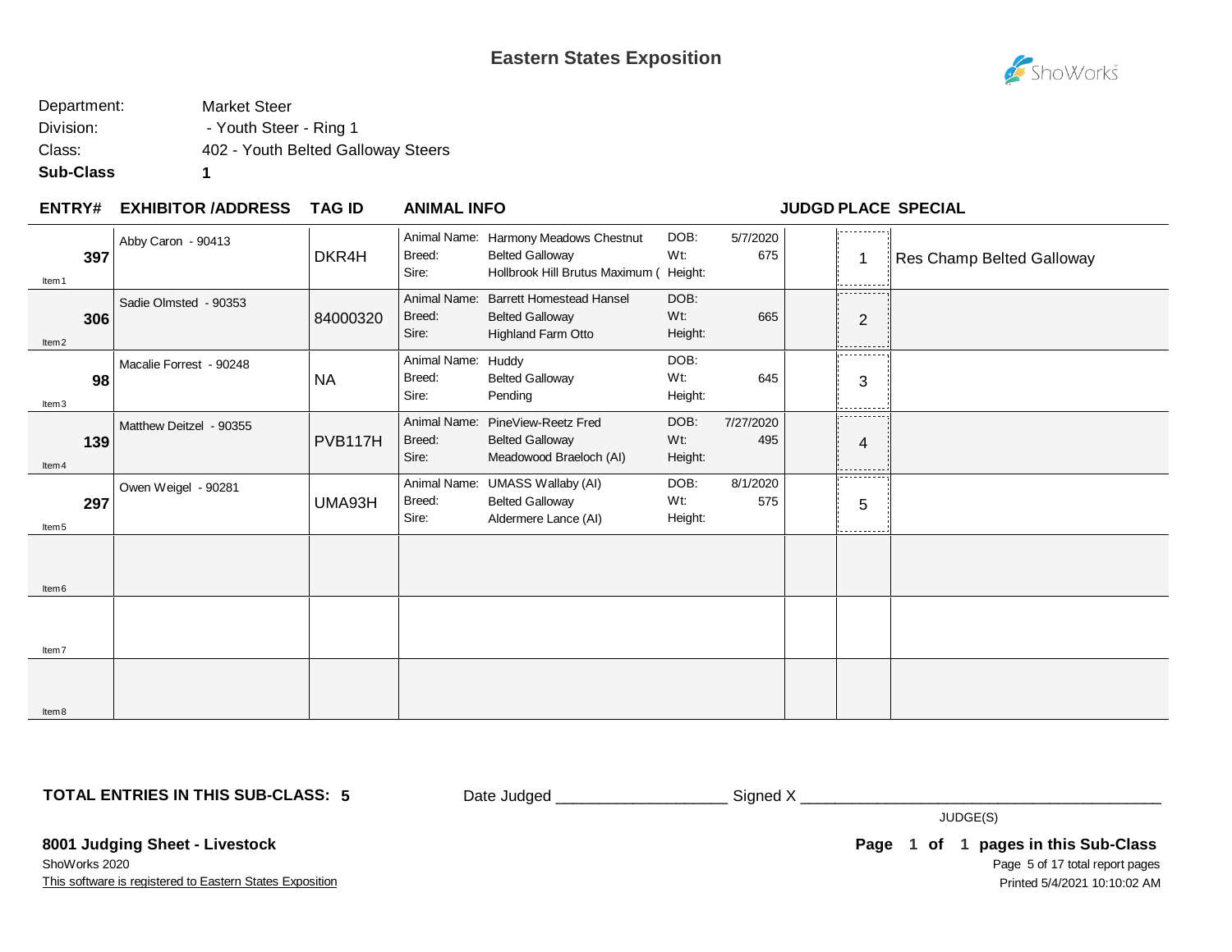# Eastern States Exposition

| | |
|---|---|
| Department: | Market Steer |
| Division: | - Youth Steer - Ring 1 |
| Class: | 402 - Youth Belted Galloway Steers |
| **Sub-Class** | **1** |

| ENTRY# | EXHIBITOR /ADDRESS | TAG ID | ANIMAL INFO | | | | JUDGD | PLACE | SPECIAL |
|---|---|---|---|---|---|---|---|---|---|
| **397** Item1 | Abby Caron - 90413 | DKR4H | Animal Name: Harmony Meadows Chestnut | Breed: Belted Galloway | Sire: Hollbrook Hill Brutus Maximum ( | DOB: 5/7/2020 Wt: 675 Height: | | 1 | Res Champ Belted Galloway |
| **306** Item2 | Sadie Olmsted - 90353 | 84000320 | Animal Name: Barrett Homestead Hansel | Breed: Belted Galloway | Sire: Highland Farm Otto | DOB: Wt: 665 Height: | | 2 | |
| **98** Item3 | Macalie Forrest - 90248 | NA | Animal Name: Huddy | Breed: Belted Galloway | Sire: Pending | DOB: Wt: 645 Height: | | 3 | |
| **139** Item4 | Matthew Deitzel - 90355 | PVB117H | Animal Name: PineView-Reetz Fred | Breed: Belted Galloway | Sire: Meadowood Braeloch (AI) | DOB: 7/27/2020 Wt: 495 Height: | | 4 | |
| **297** Item5 | Owen Weigel - 90281 | UMA93H | Animal Name: UMASS Wallaby (AI) | Breed: Belted Galloway | Sire: Aldermere Lance (AI) | DOB: 8/1/2020 Wt: 575 Height: | | 5 | |
| Item6 | | | | | | | | | |
| Item7 | | | | | | | | | |
| Item8 | | | | | | | | | |

**TOTAL ENTRIES IN THIS SUB-CLASS: 5**

Date Judged ___________________ Signed X __________________________________________

JUDGE(S)

**8001 Judging Sheet - Livestock**

ShoWorks 2020

This software is registered to Eastern States Exposition

**Page 1 of 1 pages in this Sub-Class**

Printed 5/4/2021 10:10:02 AM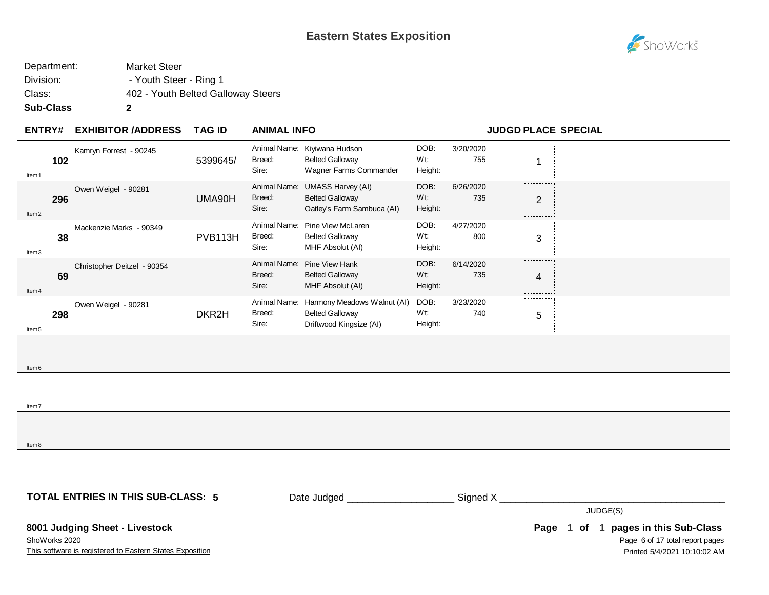# Eastern States Exposition

Department: Market Steer

Division: - Youth Steer - Ring 1

Class: 402 - Youth Belted Galloway Steers

**Sub-Class** **2**

| ENTRY# | EXHIBITOR /ADDRESS | TAG ID | ANIMAL INFO | | | | JUDGD | PLACE | SPECIAL |
|---|---|---|---|---|---|---|---|---|---|
| **102** Item1 | Kamryn Forrest - 90245 | 5399645/ | Animal Name: Breed: Sire: | Kiyiwana Hudson Belted Galloway Wagner Farms Commander | DOB: Wt: Height: | 3/20/2020 755 | | 1 | |
| **296** Item2 | Owen Weigel - 90281 | UMA90H | Animal Name: Breed: Sire: | UMASS Harvey (AI) Belted Galloway Oatley's Farm Sambuca (AI) | DOB: Wt: Height: | 6/26/2020 735 | | 2 | |
| **38** Item3 | Mackenzie Marks - 90349 | PVB113H | Animal Name: Breed: Sire: | Pine View McLaren Belted Galloway MHF Absolut (AI) | DOB: Wt: Height: | 4/27/2020 800 | | 3 | |
| **69** Item4 | Christopher Deitzel - 90354 | | Animal Name: Breed: Sire: | Pine View Hank Belted Galloway MHF Absolut (AI) | DOB: Wt: Height: | 6/14/2020 735 | | 4 | |
| **298** Item5 | Owen Weigel - 90281 | DKR2H | Animal Name: Breed: Sire: | Harmony Meadows Walnut (AI) Belted Galloway Driftwood Kingsize (AI) | DOB: Wt: Height: | 3/23/2020 740 | | 5 | |
| Item6 | | | | | | | | | |
| Item7 | | | | | | | | | |
| Item8 | | | | | | | | | |

**TOTAL ENTRIES IN THIS SUB-CLASS: 5**

Date Judged ___________________ Signed X ________________________________________

JUDGE(S)

**8001 Judging Sheet - Livestock**

ShoWorks 2020

This software is registered to Eastern States Exposition

**Page 1 of 1 pages in this Sub-Class**

Printed 5/4/2021 10:10:02 AM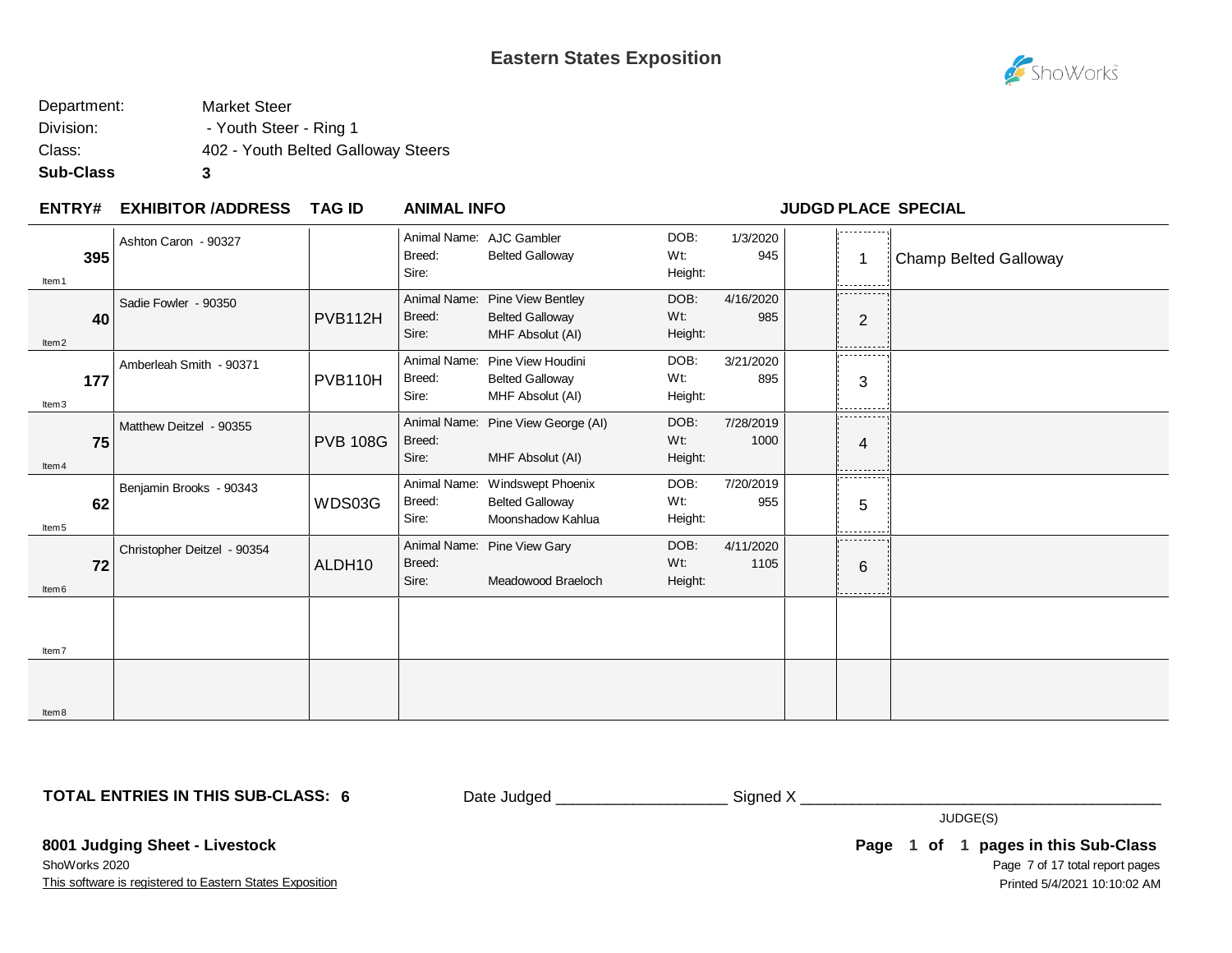# Eastern States Exposition

Department: Market Steer
Division: - Youth Steer - Ring 1
Class: 402 - Youth Belted Galloway Steers
**Sub-Class** **3**

| ENTRY# | EXHIBITOR /ADDRESS | TAG ID | ANIMAL INFO | | | | JUDGD | PLACE | SPECIAL |
|---|---|---|---|---|---|---|---|---|---|
| **395** Item1 | Ashton Caron - 90327 | | Animal Name: AJC Gambler<br>Breed: Belted Galloway<br>Sire: | DOB: 1/3/2020<br>Wt: 945<br>Height: | | | | 1 | Champ Belted Galloway |
| **40** Item2 | Sadie Fowler - 90350 | PVB112H | Animal Name: Pine View Bentley<br>Breed: Belted Galloway<br>Sire: MHF Absolut (AI) | DOB: 4/16/2020<br>Wt: 985<br>Height: | | | | 2 | |
| **177** Item3 | Amberleah Smith - 90371 | PVB110H | Animal Name: Pine View Houdini<br>Breed: Belted Galloway<br>Sire: MHF Absolut (AI) | DOB: 3/21/2020<br>Wt: 895<br>Height: | | | | 3 | |
| **75** Item4 | Matthew Deitzel - 90355 | PVB 108G | Animal Name: Pine View George (AI)<br>Breed:<br>Sire: MHF Absolut (AI) | DOB: 7/28/2019<br>Wt: 1000<br>Height: | | | | 4 | |
| **62** Item5 | Benjamin Brooks - 90343 | WDS03G | Animal Name: Windswept Phoenix<br>Breed: Belted Galloway<br>Sire: Moonshadow Kahlua | DOB: 7/20/2019<br>Wt: 955<br>Height: | | | | 5 | |
| **72** Item6 | Christopher Deitzel - 90354 | ALDH10 | Animal Name: Pine View Gary<br>Breed:<br>Sire: Meadowood Braeloch | DOB: 4/11/2020<br>Wt: 1105<br>Height: | | | | 6 | |
| Item7 | | | | | | | | | |
| Item8 | | | | | | | | | |

**TOTAL ENTRIES IN THIS SUB-CLASS: 6**

Date Judged ____________________ Signed X __________________________________________

JUDGE(S)

**8001 Judging Sheet - Livestock**
ShoWorks 2020
This software is registered to Eastern States Exposition

**Page 1 of 1 pages in this Sub-Class**
Printed 5/4/2021 10:10:02 AM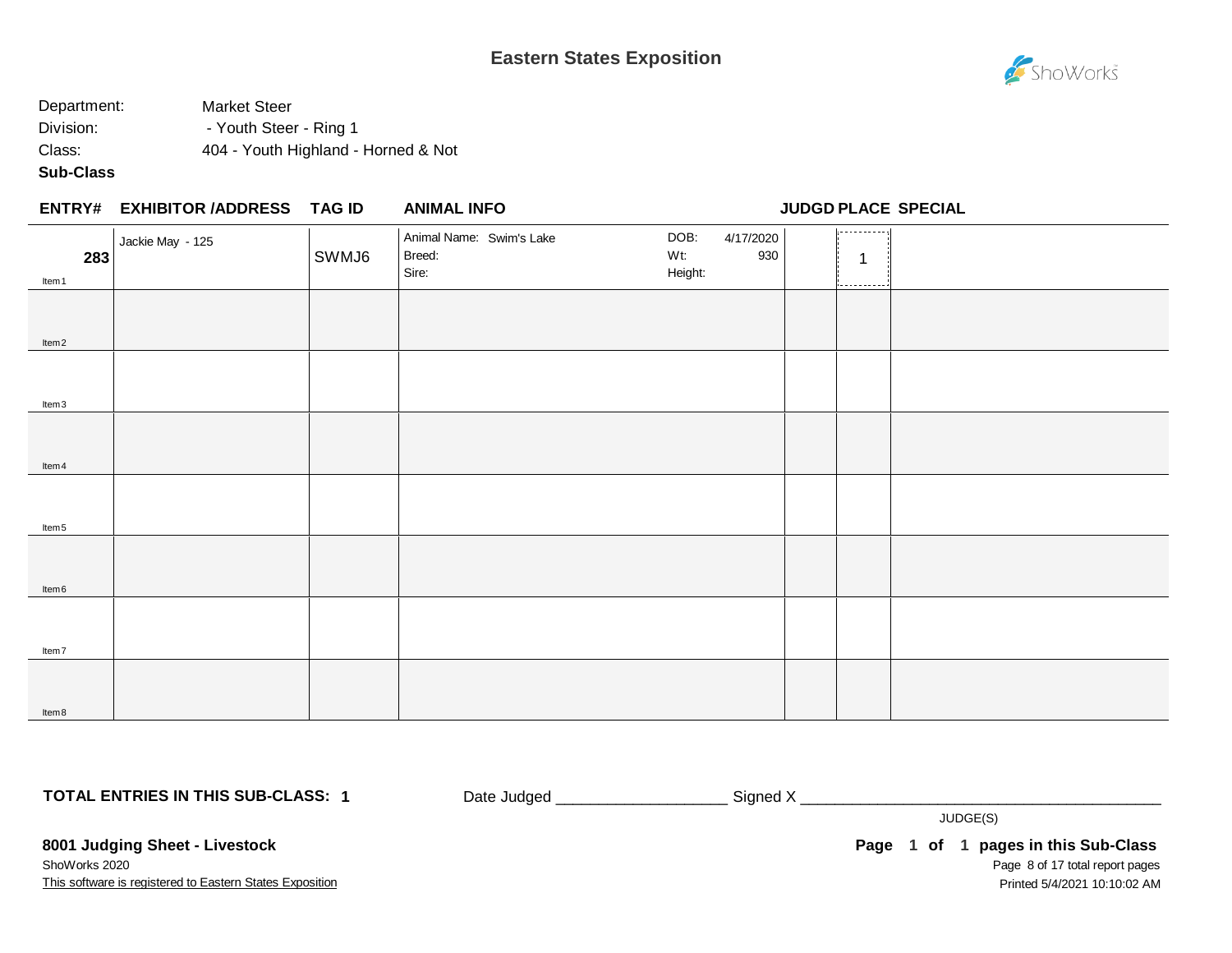# Eastern States Exposition

Department: Market Steer
Division: - Youth Steer - Ring 1
Class: 404 - Youth Highland - Horned & Not
**Sub-Class**

| ENTRY# | EXHIBITOR /ADDRESS | TAG ID | ANIMAL INFO | | JUDGD | PLACE | SPECIAL |
|---|---|---|---|---|---|---|---|
| **283** Item 1 | Jackie May - 125 | SWMJ6 | Animal Name: Swim's Lake<br>Breed:<br>Sire: | DOB: 4/17/2020<br>Wt: 930<br>Height: | | 1 | |
| Item 2 | | | | | | | |
| Item 3 | | | | | | | |
| Item 4 | | | | | | | |
| Item 5 | | | | | | | |
| Item 6 | | | | | | | |
| Item 7 | | | | | | | |
| Item 8 | | | | | | | |

**TOTAL ENTRIES IN THIS SUB-CLASS: 1**

Date Judged ___________________ Signed X _________________________________________

JUDGE(S)

**8001 Judging Sheet - Livestock**

ShoWorks 2020

This software is registered to Eastern States Exposition

**Page 1 of 1 pages in this Sub-Class**

Printed 5/4/2021 10:10:02 AM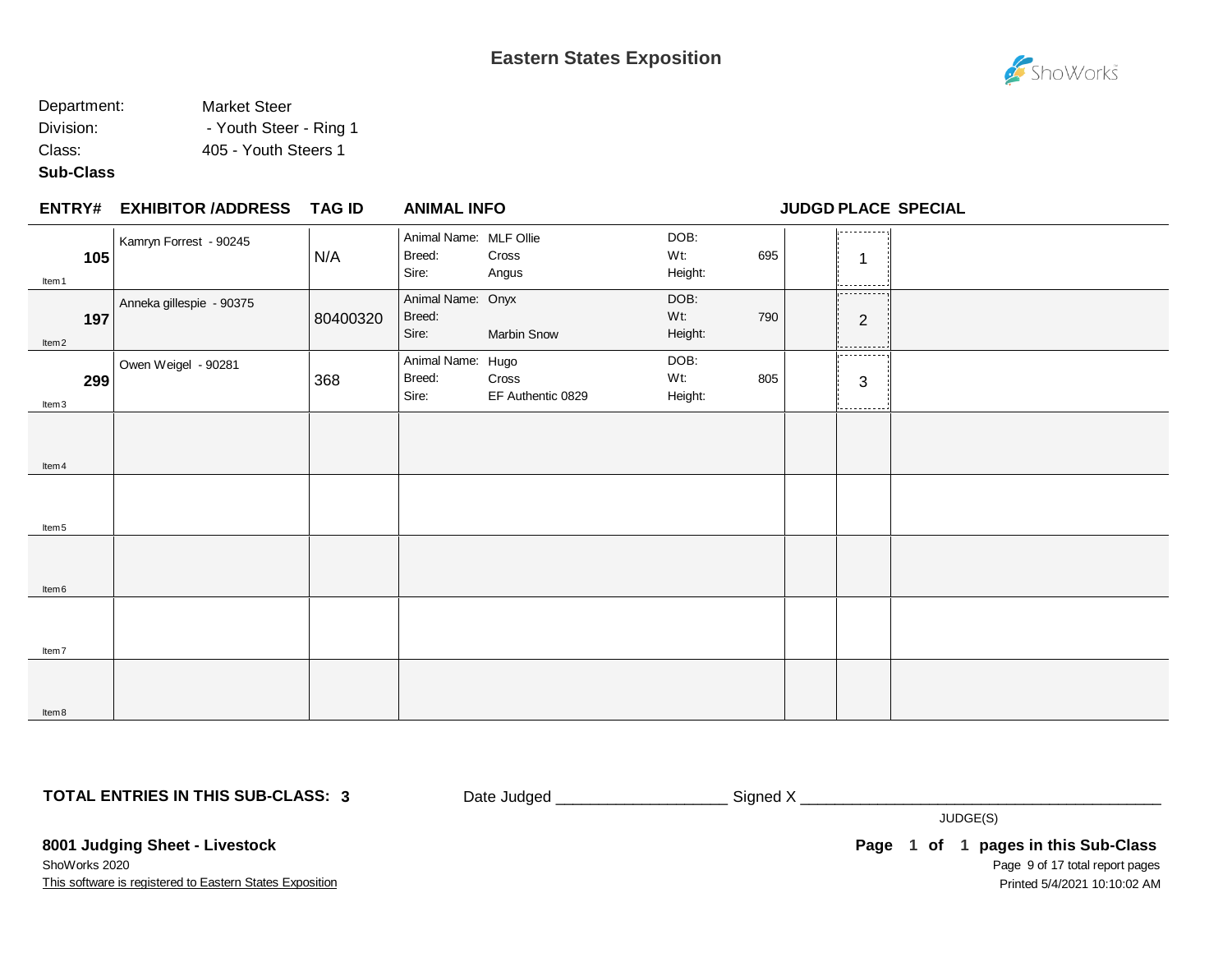# Eastern States Exposition

Department: Market Steer
Division: - Youth Steer - Ring 1
Class: 405 - Youth Steers 1
**Sub-Class**

| ENTRY# | EXHIBITOR /ADDRESS | TAG ID | ANIMAL INFO | | JUDGD | PLACE | SPECIAL |
|---|---|---|---|---|---|---|---|
| **105** Item1 | Kamryn Forrest - 90245 | N/A | Animal Name: MLF Ollie<br>Breed: Cross<br>Sire: Angus | DOB:<br>Wt: 695<br>Height: | | 1 | |
| **197** Item2 | Anneka gillespie - 90375 | 80400320 | Animal Name: Onyx<br>Breed:<br>Sire: Marbin Snow | DOB:<br>Wt: 790<br>Height: | | 2 | |
| **299** Item3 | Owen Weigel - 90281 | 368 | Animal Name: Hugo<br>Breed: Cross<br>Sire: EF Authentic 0829 | DOB:<br>Wt: 805<br>Height: | | 3 | |
| Item4 | | | | | | | |
| Item5 | | | | | | | |
| Item6 | | | | | | | |
| Item7 | | | | | | | |
| Item8 | | | | | | | |

**TOTAL ENTRIES IN THIS SUB-CLASS: 3**

Date Judged ___________________ Signed X ________________________________________
JUDGE(S)

**8001 Judging Sheet - Livestock**
ShoWorks 2020
This software is registered to Eastern States Exposition

**Page 1 of 1 pages in this Sub-Class**
Printed 5/4/2021 10:10:02 AM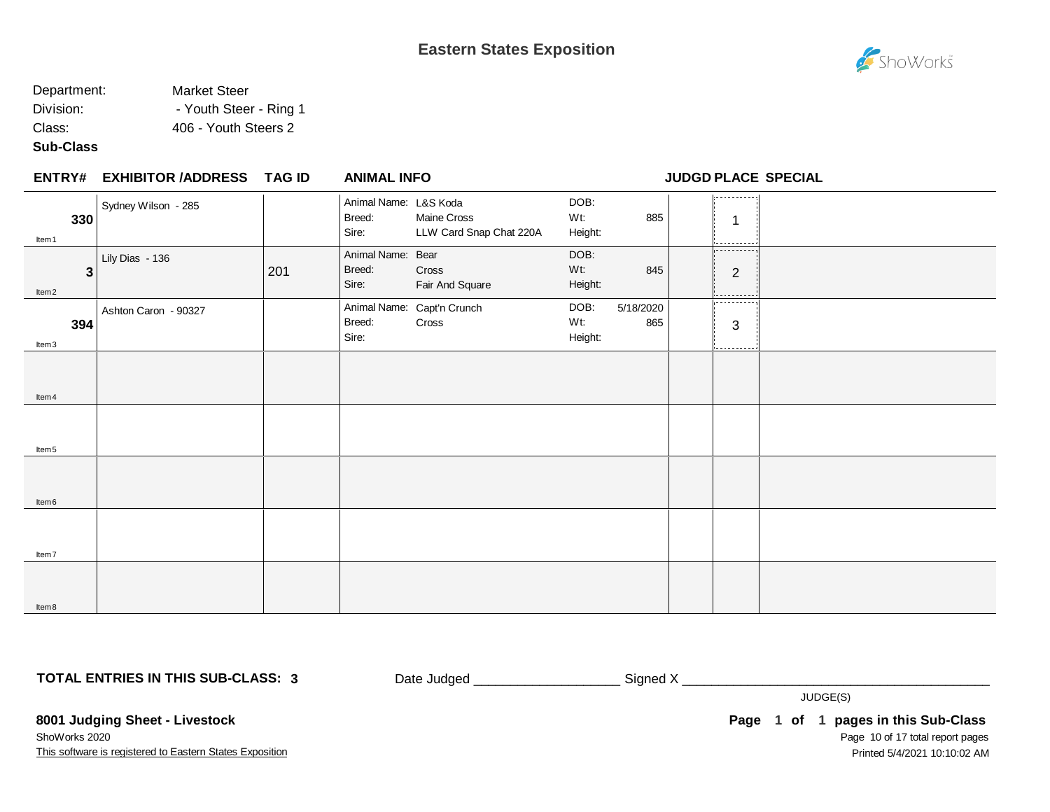# Eastern States Exposition

Department: Market Steer
Division: - Youth Steer - Ring 1
Class: 406 - Youth Steers 2
**Sub-Class**

| ENTRY# | EXHIBITOR /ADDRESS | TAG ID | ANIMAL INFO | | JUDGD | PLACE | SPECIAL |
|---|---|---|---|---|---|---|---|
| **330** Item1 | Sydney Wilson - 285 | | Animal Name: L&S Koda<br>Breed: Maine Cross<br>Sire: LLW Card Snap Chat 220A | DOB:<br>Wt: 885<br>Height: | | 1 | |
| **3** Item2 | Lily Dias - 136 | 201 | Animal Name: Bear<br>Breed: Cross<br>Sire: Fair And Square | DOB:<br>Wt: 845<br>Height: | | 2 | |
| **394** Item3 | Ashton Caron - 90327 | | Animal Name: Capt'n Crunch<br>Breed: Cross<br>Sire: | DOB: 5/18/2020<br>Wt: 865<br>Height: | | 3 | |
| Item4 | | | | | | | |
| Item5 | | | | | | | |
| Item6 | | | | | | | |
| Item7 | | | | | | | |
| Item8 | | | | | | | |

**TOTAL ENTRIES IN THIS SUB-CLASS: 3**

Date Judged ___________________ Signed X __________________________________________

JUDGE(S)

**8001 Judging Sheet - Livestock**
ShoWorks 2020
This software is registered to Eastern States Exposition

**Page 1 of 1 pages in this Sub-Class**
Printed 5/4/2021 10:10:02 AM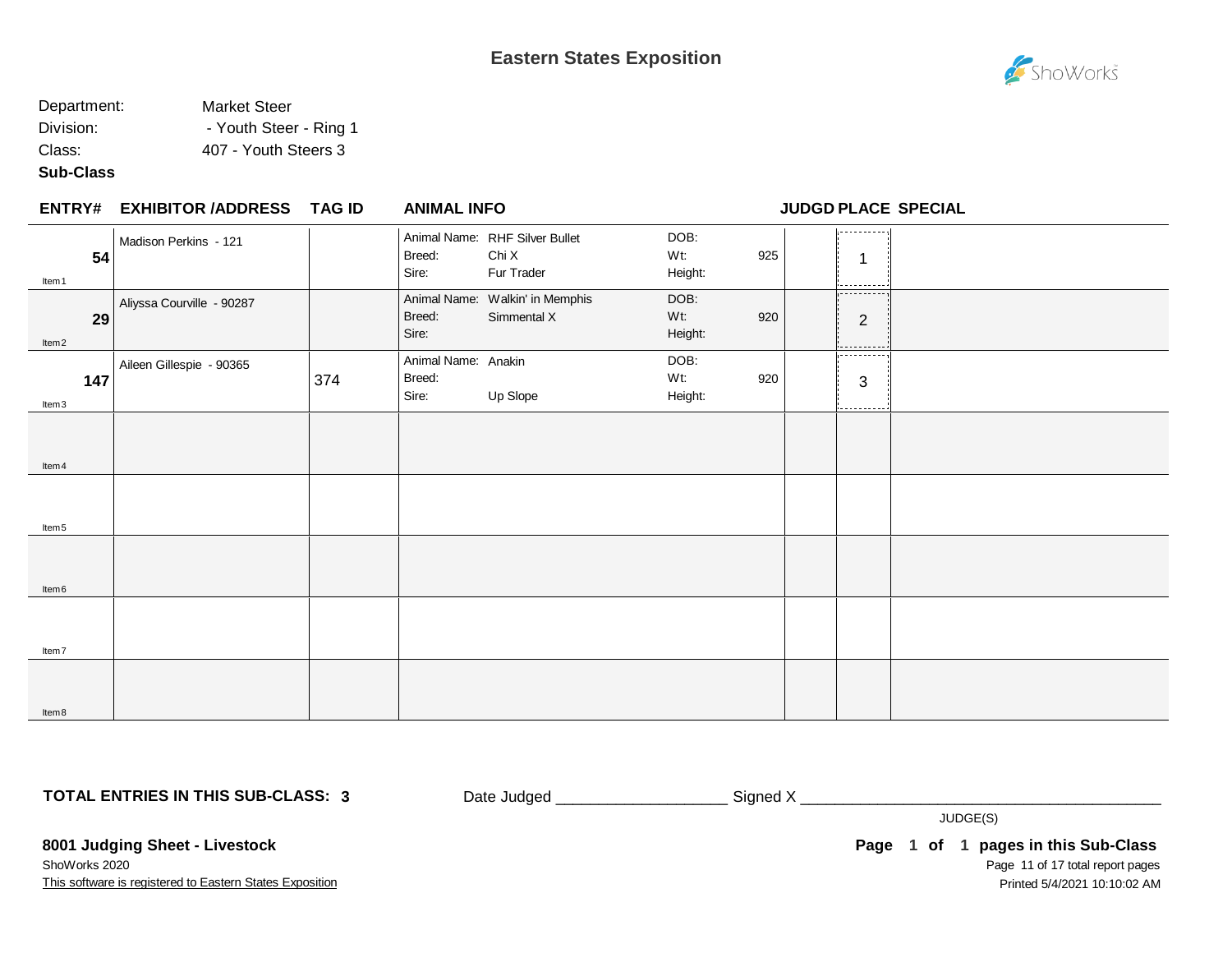# Eastern States Exposition

Department: Market Steer
Division: - Youth Steer - Ring 1
Class: 407 - Youth Steers 3
**Sub-Class**

| ENTRY# | EXHIBITOR /ADDRESS | TAG ID | ANIMAL INFO | | JUDGD | PLACE | SPECIAL |
|---|---|---|---|---|---|---|---|
| **54** Item1 | Madison Perkins - 121 | | Animal Name: RHF Silver Bullet<br>Breed: Chi X<br>Sire: Fur Trader | DOB:<br>Wt: 925<br>Height: | | 1 | |
| **29** Item2 | Aliyssa Courville - 90287 | | Animal Name: Walkin' in Memphis<br>Breed: Simmental X<br>Sire: | DOB:<br>Wt: 920<br>Height: | | 2 | |
| **147** Item3 | Aileen Gillespie - 90365 | 374 | Animal Name: Anakin<br>Breed:<br>Sire: Up Slope | DOB:<br>Wt: 920<br>Height: | | 3 | |
| Item4 | | | | | | | |
| Item5 | | | | | | | |
| Item6 | | | | | | | |
| Item7 | | | | | | | |
| Item8 | | | | | | | |

**TOTAL ENTRIES IN THIS SUB-CLASS: 3**

Date Judged ___________________ Signed X ________________________________________

JUDGE(S)

**8001 Judging Sheet - Livestock**

ShoWorks 2020

This software is registered to Eastern States Exposition

**Page 1 of 1 pages in this Sub-Class**

Printed 5/4/2021 10:10:02 AM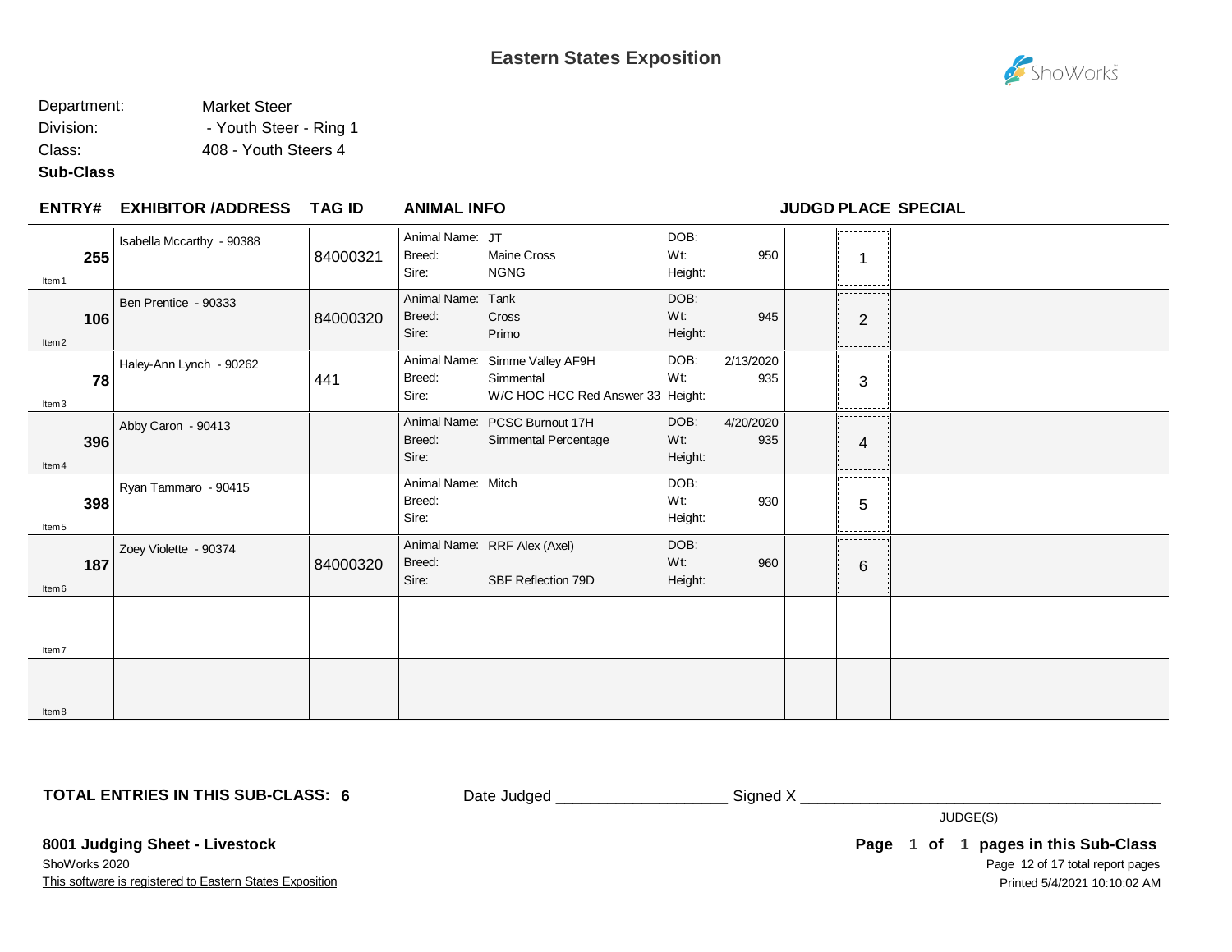# Eastern States Exposition

Department: Market Steer
Division: - Youth Steer - Ring 1
Class: 408 - Youth Steers 4
**Sub-Class**

| ENTRY# | EXHIBITOR /ADDRESS | TAG ID | ANIMAL INFO | | DOB / Wt / Height | | JUDGD | PLACE | SPECIAL |
|---|---|---|---|---|---|---|---|---|---|
| 255 (Item 1) | Isabella Mccarthy - 90388 | 84000321 | Animal Name: JT<br>Breed: Maine Cross<br>Sire: NGNG | | DOB:<br>Wt: 950<br>Height: | | | 1 | |
| 106 (Item 2) | Ben Prentice - 90333 | 84000320 | Animal Name: Tank<br>Breed: Cross<br>Sire: Primo | | DOB:<br>Wt: 945<br>Height: | | | 2 | |
| 78 (Item 3) | Haley-Ann Lynch - 90262 | 441 | Animal Name: Simme Valley AF9H<br>Breed: Simmental<br>Sire: W/C HOC HCC Red Answer 33 | | DOB: 2/13/2020<br>Wt: 935<br>Height: | | | 3 | |
| 396 (Item 4) | Abby Caron - 90413 | | Animal Name: PCSC Burnout 17H<br>Breed: Simmental Percentage<br>Sire: | | DOB: 4/20/2020<br>Wt: 935<br>Height: | | | 4 | |
| 398 (Item 5) | Ryan Tammaro - 90415 | | Animal Name: Mitch<br>Breed:<br>Sire: | | DOB:<br>Wt: 930<br>Height: | | | 5 | |
| 187 (Item 6) | Zoey Violette - 90374 | 84000320 | Animal Name: RRF Alex (Axel)<br>Breed:<br>Sire: SBF Reflection 79D | | DOB:<br>Wt: 960<br>Height: | | | 6 | |
| (Item 7) | | | | | | | | | |
| (Item 8) | | | | | | | | | |

**TOTAL ENTRIES IN THIS SUB-CLASS: 6**

Date Judged ___________________ Signed X ________________________________________
JUDGE(S)

**8001 Judging Sheet - Livestock**
ShoWorks 2020
This software is registered to Eastern States Exposition

**Page 1 of 1 pages in this Sub-Class**
Page 12 of 17 total report pages
Printed 5/4/2021 10:10:02 AM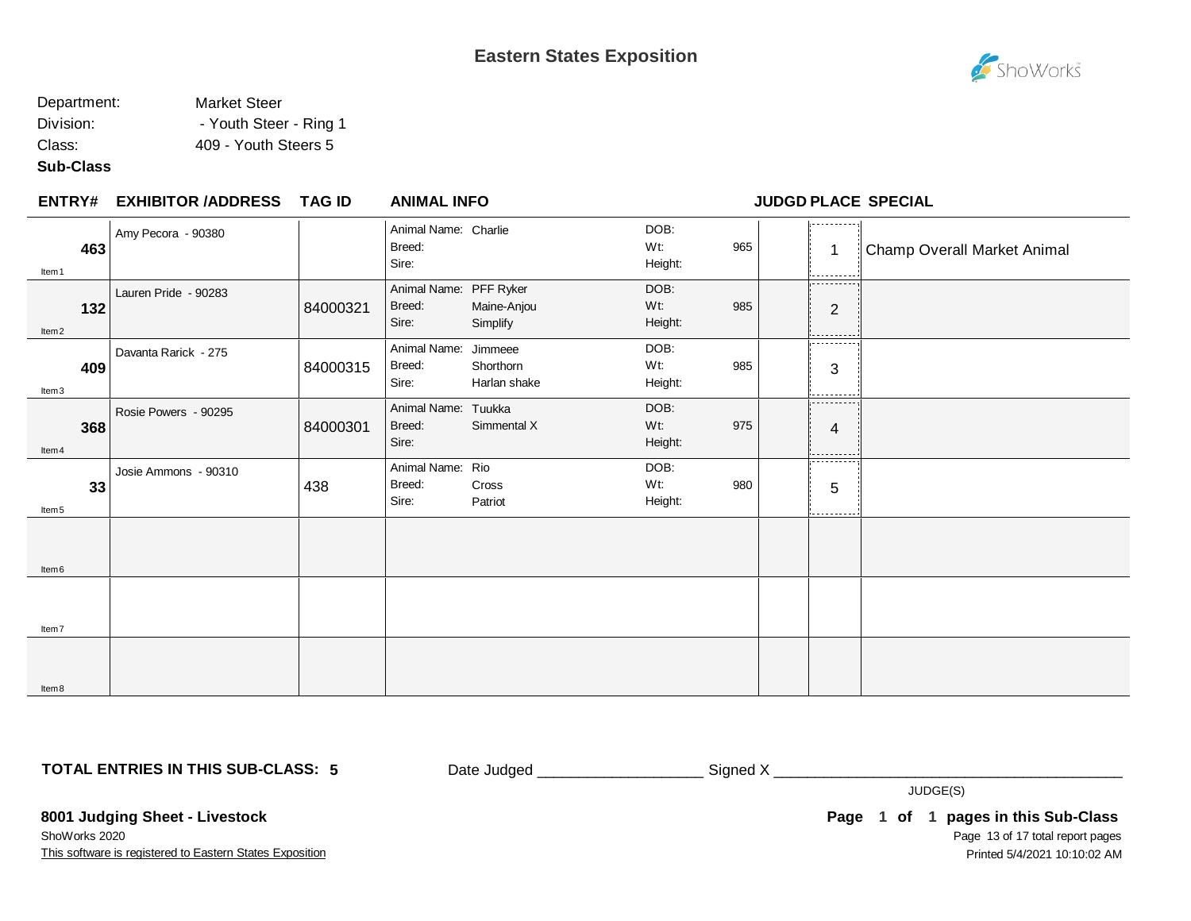# Eastern States Exposition

Department: Market Steer
Division: - Youth Steer - Ring 1
Class: 409 - Youth Steers 5
**Sub-Class**

| ENTRY# | EXHIBITOR /ADDRESS | TAG ID | ANIMAL INFO | | JUDGD | PLACE | SPECIAL |
|---|---|---|---|---|---|---|---|
| **463** Item 1 | Amy Pecora - 90380 | | Animal Name: Charlie<br>Breed:<br>Sire: | DOB:<br>Wt: 965<br>Height: | | 1 | Champ Overall Market Animal |
| **132** Item 2 | Lauren Pride - 90283 | 84000321 | Animal Name: PFF Ryker<br>Breed: Maine-Anjou<br>Sire: Simplify | DOB:<br>Wt: 985<br>Height: | | 2 | |
| **409** Item 3 | Davanta Rarick - 275 | 84000315 | Animal Name: Jimmeee<br>Breed: Shorthorn<br>Sire: Harlan shake | DOB:<br>Wt: 985<br>Height: | | 3 | |
| **368** Item 4 | Rosie Powers - 90295 | 84000301 | Animal Name: Tuukka<br>Breed: Simmental X<br>Sire: | DOB:<br>Wt: 975<br>Height: | | 4 | |
| **33** Item 5 | Josie Ammons - 90310 | 438 | Animal Name: Rio<br>Breed: Cross<br>Sire: Patriot | DOB:<br>Wt: 980<br>Height: | | 5 | |
| Item 6 | | | | | | | |
| Item 7 | | | | | | | |
| Item 8 | | | | | | | |

**TOTAL ENTRIES IN THIS SUB-CLASS: 5**

Date Judged ___________________ Signed X ________________________________________
JUDGE(S)

**8001 Judging Sheet - Livestock**
ShoWorks 2020
This software is registered to Eastern States Exposition

**Page 1 of 1 pages in this Sub-Class**
Printed 5/4/2021 10:10:02 AM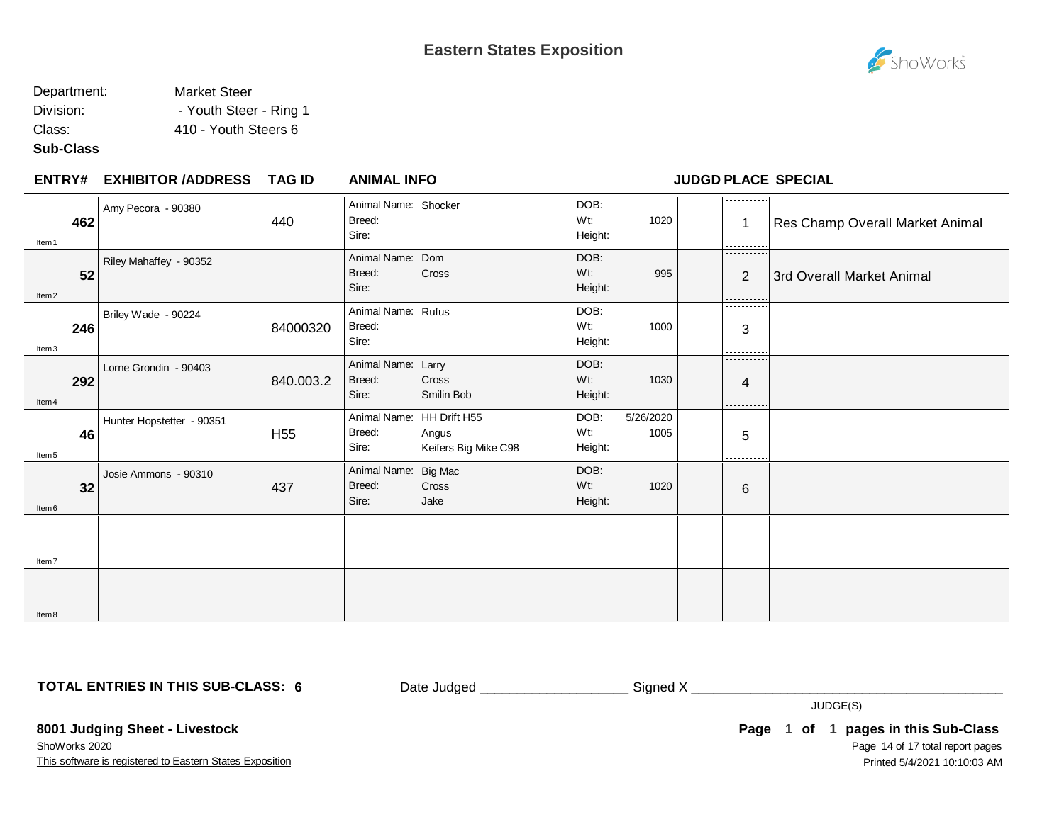# Eastern States Exposition

Department: Market Steer
Division: - Youth Steer - Ring 1
Class: 410 - Youth Steers 6
**Sub-Class**

| ENTRY# | EXHIBITOR /ADDRESS | TAG ID | ANIMAL INFO | | JUDGD | PLACE | SPECIAL |
|---|---|---|---|---|---|---|---|
| **462** Item1 | Amy Pecora - 90380 | 440 | Animal Name: Shocker<br>Breed:<br>Sire: | DOB:<br>Wt: 1020<br>Height: | | 1 | Res Champ Overall Market Animal |
| **52** Item2 | Riley Mahaffey - 90352 | | Animal Name: Dom<br>Breed: Cross<br>Sire: | DOB:<br>Wt: 995<br>Height: | | 2 | 3rd Overall Market Animal |
| **246** Item3 | Briley Wade - 90224 | 84000320 | Animal Name: Rufus<br>Breed:<br>Sire: | DOB:<br>Wt: 1000<br>Height: | | 3 | |
| **292** Item4 | Lorne Grondin - 90403 | 840.003.2 | Animal Name: Larry<br>Breed: Cross<br>Sire: Smilin Bob | DOB:<br>Wt: 1030<br>Height: | | 4 | |
| **46** Item5 | Hunter Hopstetter - 90351 | H55 | Animal Name: HH Drift H55<br>Breed: Angus<br>Sire: Keifers Big Mike C98 | DOB: 5/26/2020<br>Wt: 1005<br>Height: | | 5 | |
| **32** Item6 | Josie Ammons - 90310 | 437 | Animal Name: Big Mac<br>Breed: Cross<br>Sire: Jake | DOB:<br>Wt: 1020<br>Height: | | 6 | |
| Item7 | | | | | | | |
| Item8 | | | | | | | |

**TOTAL ENTRIES IN THIS SUB-CLASS: 6**

Date Judged ___________________ Signed X ________________________________________
JUDGE(S)

**8001 Judging Sheet - Livestock**
ShoWorks 2020
This software is registered to Eastern States Exposition

**Page 1 of 1 pages in this Sub-Class**
Printed 5/4/2021 10:10:03 AM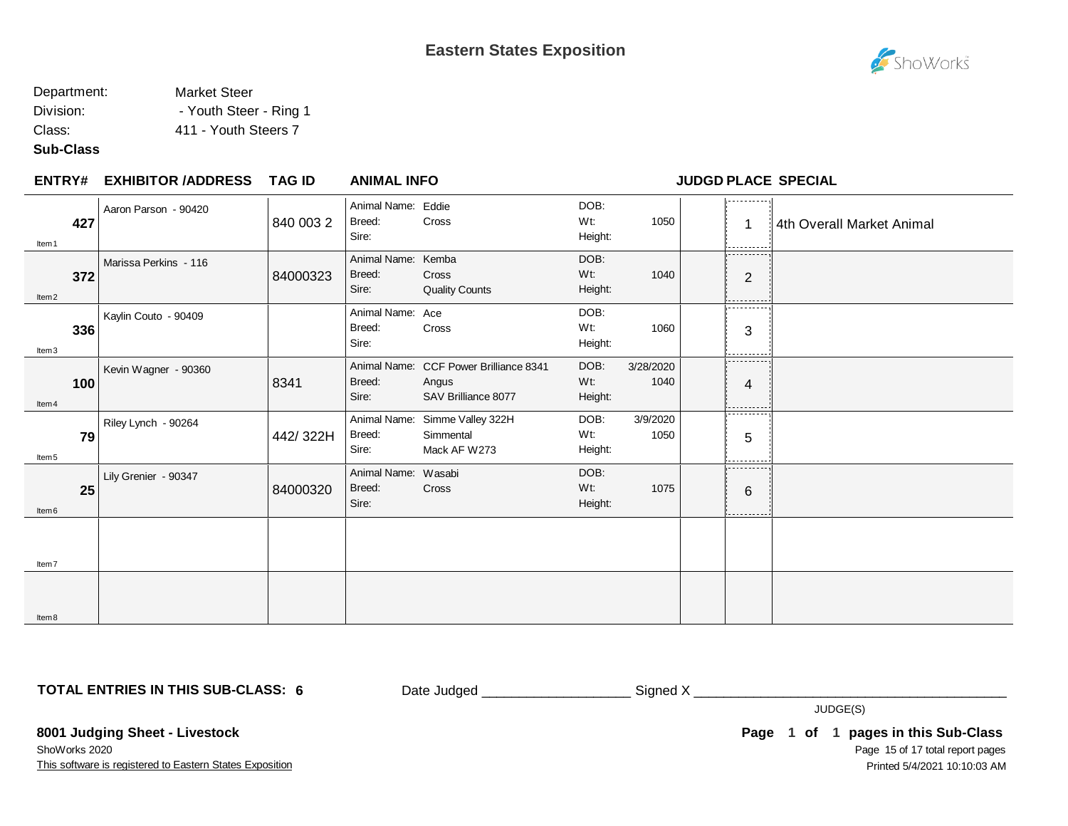## Eastern States Exposition

Department: Market Steer
Division: - Youth Steer - Ring 1
Class: 411 - Youth Steers 7
**Sub-Class**

| ENTRY# | EXHIBITOR /ADDRESS | TAG ID | ANIMAL INFO | | JUDGD | PLACE | SPECIAL |
|---|---|---|---|---|---|---|---|
| **427** Item1 | Aaron Parson - 90420 | 840 003 2 | Animal Name: Eddie<br>Breed: Cross<br>Sire: | DOB:<br>Wt: 1050<br>Height: | | 1 | 4th Overall Market Animal |
| **372** Item2 | Marissa Perkins - 116 | 84000323 | Animal Name: Kemba<br>Breed: Cross<br>Sire: Quality Counts | DOB:<br>Wt: 1040<br>Height: | | 2 | |
| **336** Item3 | Kaylin Couto - 90409 | | Animal Name: Ace<br>Breed: Cross<br>Sire: | DOB:<br>Wt: 1060<br>Height: | | 3 | |
| **100** Item4 | Kevin Wagner - 90360 | 8341 | Animal Name: CCF Power Brilliance 8341<br>Breed: Angus<br>Sire: SAV Brilliance 8077 | DOB: 3/28/2020<br>Wt: 1040<br>Height: | | 4 | |
| **79** Item5 | Riley Lynch - 90264 | 442/ 322H | Animal Name: Simme Valley 322H<br>Breed: Simmental<br>Sire: Mack AF W273 | DOB: 3/9/2020<br>Wt: 1050<br>Height: | | 5 | |
| **25** Item6 | Lily Grenier - 90347 | 84000320 | Animal Name: Wasabi<br>Breed: Cross<br>Sire: | DOB:<br>Wt: 1075<br>Height: | | 6 | |
| Item7 | | | | | | | |
| Item8 | | | | | | | |

**TOTAL ENTRIES IN THIS SUB-CLASS: 6**

Date Judged ___________________ Signed X ________________________________________
JUDGE(S)

**8001 Judging Sheet - Livestock**
ShoWorks 2020
This software is registered to Eastern States Exposition

**Page 1 of 1 pages in this Sub-Class**
Printed 5/4/2021 10:10:03 AM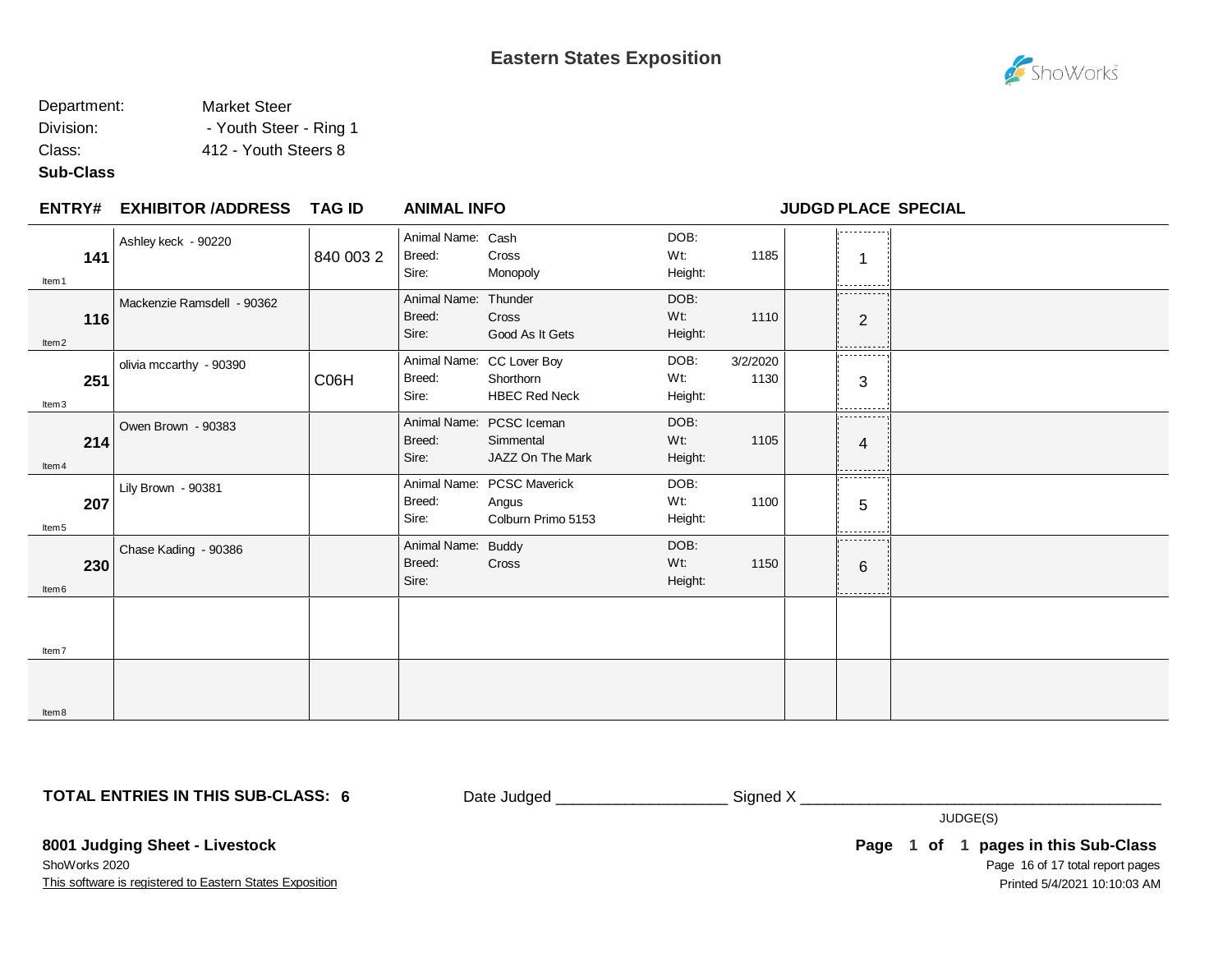# Eastern States Exposition

Department: Market Steer
Division: - Youth Steer - Ring 1
Class: 412 - Youth Steers 8
**Sub-Class**

| ENTRY# | EXHIBITOR /ADDRESS | TAG ID | ANIMAL INFO | | JUDGD | PLACE | SPECIAL |
|---|---|---|---|---|---|---|---|
| **141** Item1 | Ashley keck - 90220 | 840 003 2 | Animal Name: Cash<br>Breed: Cross<br>Sire: Monopoly | DOB:<br>Wt: 1185<br>Height: | | 1 | |
| **116** Item2 | Mackenzie Ramsdell - 90362 | | Animal Name: Thunder<br>Breed: Cross<br>Sire: Good As It Gets | DOB:<br>Wt: 1110<br>Height: | | 2 | |
| **251** Item3 | olivia mccarthy - 90390 | C06H | Animal Name: CC Lover Boy<br>Breed: Shorthorn<br>Sire: HBEC Red Neck | DOB: 3/2/2020<br>Wt: 1130<br>Height: | | 3 | |
| **214** Item4 | Owen Brown - 90383 | | Animal Name: PCSC Iceman<br>Breed: Simmental<br>Sire: JAZZ On The Mark | DOB:<br>Wt: 1105<br>Height: | | 4 | |
| **207** Item5 | Lily Brown - 90381 | | Animal Name: PCSC Maverick<br>Breed: Angus<br>Sire: Colburn Primo 5153 | DOB:<br>Wt: 1100<br>Height: | | 5 | |
| **230** Item6 | Chase Kading - 90386 | | Animal Name: Buddy<br>Breed: Cross<br>Sire: | DOB:<br>Wt: 1150<br>Height: | | 6 | |
| Item7 | | | | | | | |
| Item8 | | | | | | | |

**TOTAL ENTRIES IN THIS SUB-CLASS: 6**

Date Judged ___________________ Signed X ________________________________________

JUDGE(S)

**8001 Judging Sheet - Livestock**

ShoWorks 2020

This software is registered to Eastern States Exposition

**Page 1 of 1 pages in this Sub-Class**

Printed 5/4/2021 10:10:03 AM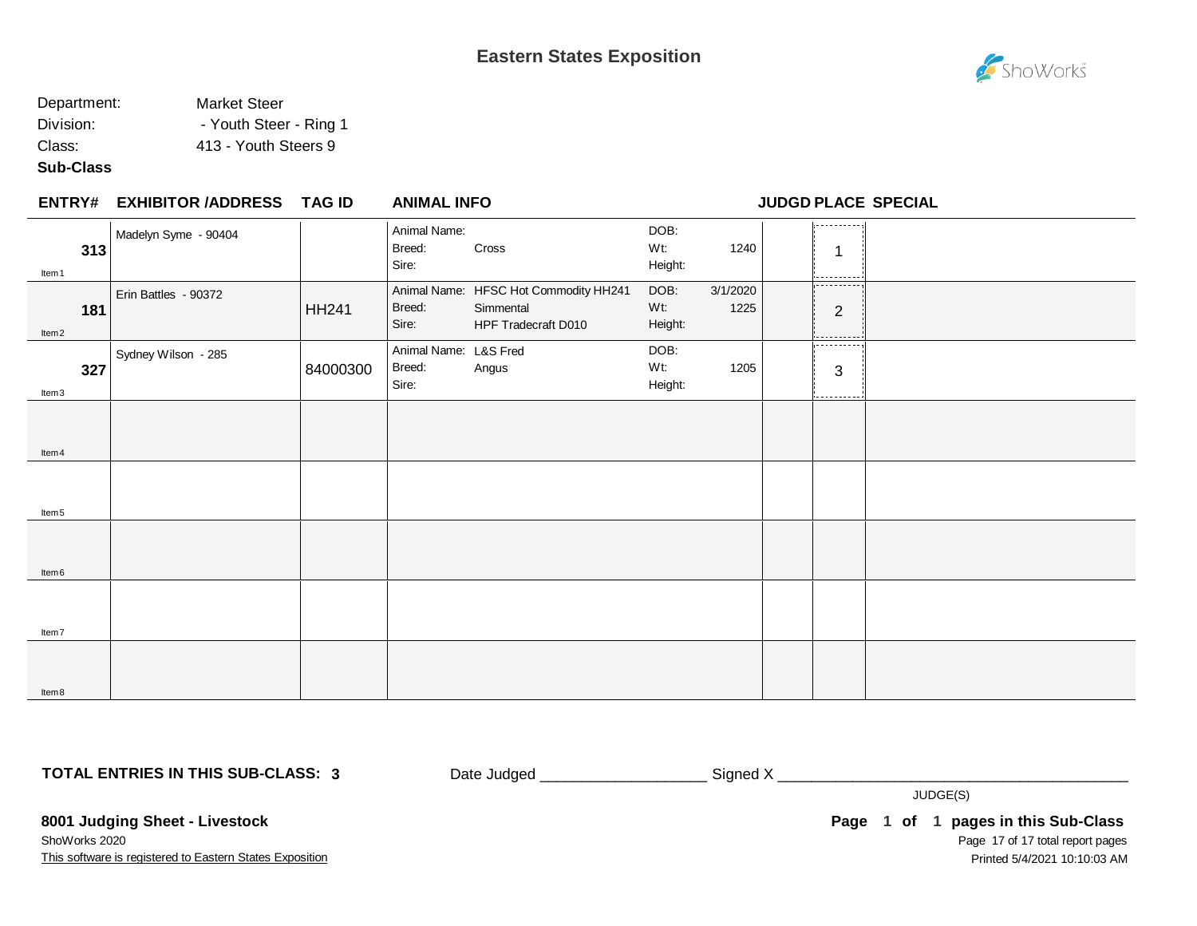# Eastern States Exposition

ShoWorks

Department: Market Steer
Division: - Youth Steer - Ring 1
Class: 413 - Youth Steers 9
**Sub-Class**

| ENTRY# | EXHIBITOR /ADDRESS | TAG ID | ANIMAL INFO | | | | JUDGD | PLACE | SPECIAL |
|---|---|---|---|---|---|---|---|---|---|
| **313** Item 1 | Madelyn Syme - 90404 | | Animal Name:<br>Breed:<br>Sire: | <br>Cross<br> | DOB:<br>Wt:<br>Height: | <br>1240<br> | | 1 | |
| **181** Item 2 | Erin Battles - 90372 | HH241 | Animal Name:<br>Breed:<br>Sire: | HFSC Hot Commodity HH241<br>Simmental<br>HPF Tradecraft D010 | DOB:<br>Wt:<br>Height: | 3/1/2020<br>1225<br> | | 2 | |
| **327** Item 3 | Sydney Wilson - 285 | 84000300 | Animal Name:<br>Breed:<br>Sire: | L&S Fred<br>Angus<br> | DOB:<br>Wt:<br>Height: | <br>1205<br> | | 3 | |
| Item 4 | | | | | | | | | |
| Item 5 | | | | | | | | | |
| Item 6 | | | | | | | | | |
| Item 7 | | | | | | | | | |
| Item 8 | | | | | | | | | |

**TOTAL ENTRIES IN THIS SUB-CLASS: 3**

Date Judged ___________________ Signed X ________________________________________

JUDGE(S)

**8001 Judging Sheet - Livestock**
ShoWorks 2020
This software is registered to Eastern States Exposition

**Page 1 of 1 pages in this Sub-Class**
Printed 5/4/2021 10:10:03 AM